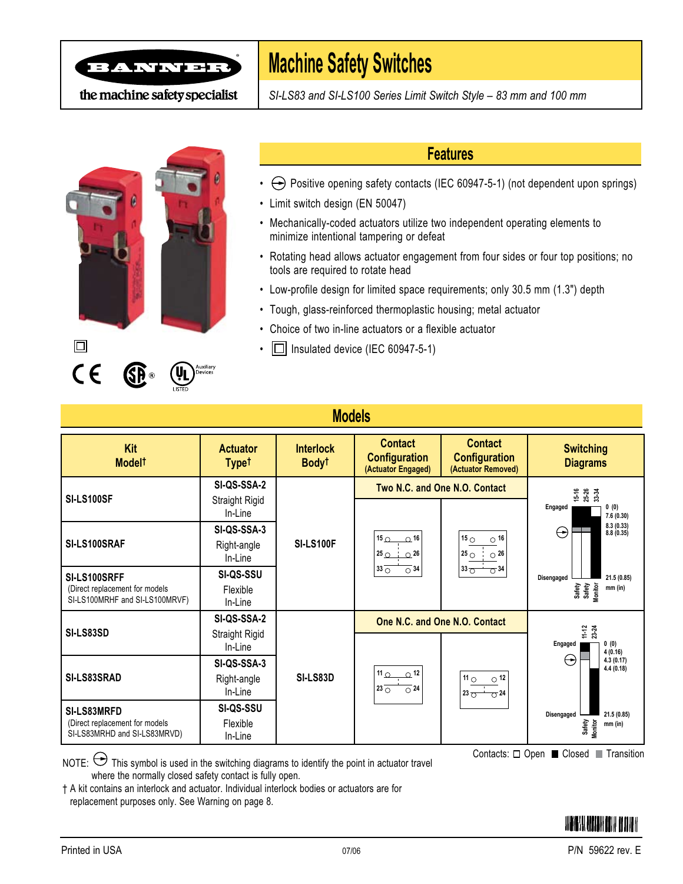# Machine Safety Switches

*SI-LS83 and SI-LS100 Series Limit Switch Style – 83 mm and 100 mm*

## Features

- Positive opening safety contacts (IEC 60947-5-1) (not dependent upon springs)
- Limit switch design (EN 50047)
- Mechanically-coded actuators utilize two independent operating elements to minimize intentional tampering or defeat
- Rotating head allows actuator engagement from four sides or four top positions; no tools are required to rotate head
- Low-profile design for limited space requirements; only 30.5 mm (1.3") depth
- Tough, glass-reinforced thermoplastic housing; metal actuator
- Choice of two in-line actuators or a flexible actuator
- Insulated device (IEC 60947-5-1)

## Models

| Kit Model† | Actuator Type† | Interlock Body† | Contact Configuration (Actuator Engaged) | Contact Configuration (Actuator Removed) | Switching Diagrams |
|---|---|---|---|---|---|
| SI-LS100SF | SI-QS-SSA-2 Straight Rigid In-Line | SI-LS100F | Two N.C. and One N.O. Contact | | 15-16, 25-26, 33-34; Engaged 0 (0), 7.6 (0.30), 8.3 (0.33), 8.8 (0.35); Disengaged 21.5 (0.85) mm (in); Safety, Safety, Monitor |
| SI-LS100SRAF | SI-QS-SSA-3 Right-angle In-Line | | 15–16, 25–26, 33–34 | 15–16, 25–26, 33–34 | |
| SI-LS100SRFF (Direct replacement for models SI-LS100MRHF and SI-LS100MRVF) | SI-QS-SSU Flexible In-Line | | | | |
| SI-LS83SD | SI-QS-SSA-2 Straight Rigid In-Line | SI-LS83D | One N.C. and One N.O. Contact | | 11-12, 23-24; Engaged 0 (0), 4 (0.16), 4.3 (0.17), 4.4 (0.18); Disengaged 21.5 (0.85) mm (in); Safety, Monitor |
| SI-LS83SRAD | SI-QS-SSA-3 Right-angle In-Line | | 11–12, 23–24 | 11–12, 23–24 | |
| SI-LS83MRFD (Direct replacement for models SI-LS83MRHD and SI-LS83MRVD) | SI-QS-SSU Flexible In-Line | | | | |

Contacts: ☐ Open ■ Closed ▪ Transition

NOTE: ⊖ This symbol is used in the switching diagrams to identify the point in actuator travel where the normally closed safety contact is fully open.

† A kit contains an interlock and actuator. Individual interlock bodies or actuators are for replacement purposes only. See Warning on page 8.

Printed in USA 07/06 P/N 59622 rev. E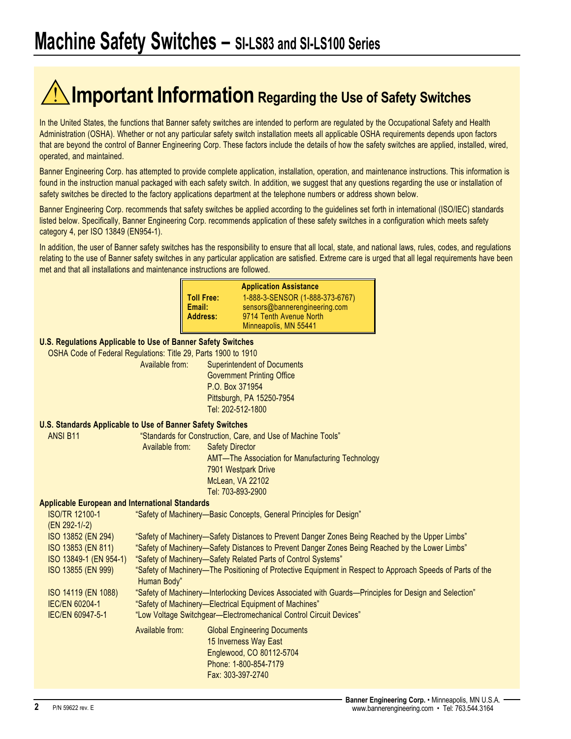# Machine Safety Switches – SI-LS83 and SI-LS100 Series

## ⚠ Important Information Regarding the Use of Safety Switches

In the United States, the functions that Banner safety switches are intended to perform are regulated by the Occupational Safety and Health Administration (OSHA). Whether or not any particular safety switch installation meets all applicable OSHA requirements depends upon factors that are beyond the control of Banner Engineering Corp. These factors include the details of how the safety switches are applied, installed, wired, operated, and maintained.

Banner Engineering Corp. has attempted to provide complete application, installation, operation, and maintenance instructions. This information is found in the instruction manual packaged with each safety switch. In addition, we suggest that any questions regarding the use or installation of safety switches be directed to the factory applications department at the telephone numbers or address shown below.

Banner Engineering Corp. recommends that safety switches be applied according to the guidelines set forth in international (ISO/IEC) standards listed below. Specifically, Banner Engineering Corp. recommends application of these safety switches in a configuration which meets safety category 4, per ISO 13849 (EN954-1).

In addition, the user of Banner safety switches has the responsibility to ensure that all local, state, and national laws, rules, codes, and regulations relating to the use of Banner safety switches in any particular application are satisfied. Extreme care is urged that all legal requirements have been met and that all installations and maintenance instructions are followed.

| Application Assistance | |
|---|---|
| **Toll Free:** | 1-888-3-SENSOR (1-888-373-6767) |
| **Email:** | sensors@bannerengineering.com |
| **Address:** | 9714 Tenth Avenue North<br>Minneapolis, MN 55441 |

**U.S. Regulations Applicable to Use of Banner Safety Switches**

OSHA Code of Federal Regulations: Title 29, Parts 1900 to 1910

Available from: Superintendent of Documents
Government Printing Office
P.O. Box 371954
Pittsburgh, PA 15250-7954
Tel: 202-512-1800

**U.S. Standards Applicable to Use of Banner Safety Switches**

ANSI B11 — "Standards for Construction, Care, and Use of Machine Tools"

Available from: Safety Director
AMT—The Association for Manufacturing Technology
7901 Westpark Drive
McLean, VA 22102
Tel: 703-893-2900

**Applicable European and International Standards**

| Standard | Title |
|---|---|
| ISO/TR 12100-1 (EN 292-1/-2) | "Safety of Machinery—Basic Concepts, General Principles for Design" |
| ISO 13852 (EN 294) | "Safety of Machinery—Safety Distances to Prevent Danger Zones Being Reached by the Upper Limbs" |
| ISO 13853 (EN 811) | "Safety of Machinery—Safety Distances to Prevent Danger Zones Being Reached by the Lower Limbs" |
| ISO 13849-1 (EN 954-1) | "Safety of Machinery—Safety Related Parts of Control Systems" |
| ISO 13855 (EN 999) | "Safety of Machinery—The Positioning of Protective Equipment in Respect to Approach Speeds of Parts of the Human Body" |
| ISO 14119 (EN 1088) | "Safety of Machinery—Interlocking Devices Associated with Guards—Principles for Design and Selection" |
| IEC/EN 60204-1 | "Safety of Machinery—Electrical Equipment of Machines" |
| IEC/EN 60947-5-1 | "Low Voltage Switchgear—Electromechanical Control Circuit Devices" |

Available from: Global Engineering Documents
15 Inverness Way East
Englewood, CO 80112-5704
Phone: 1-800-854-7179
Fax: 303-397-2740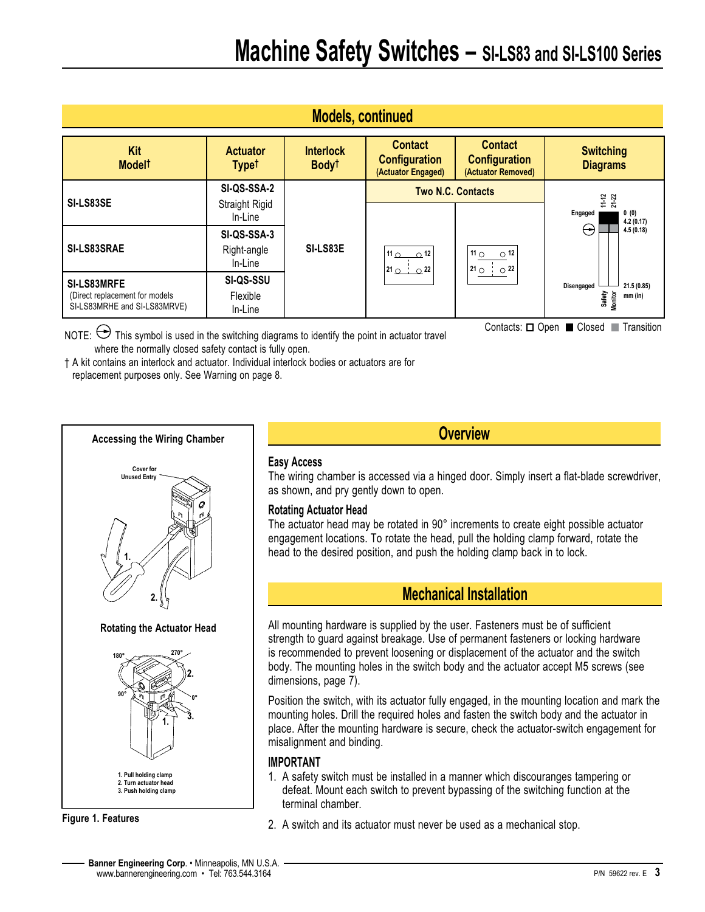## Models, continued

| Kit Model† | Actuator Type† | Interlock Body† | Contact Configuration (Actuator Engaged) | Contact Configuration (Actuator Removed) | Switching Diagrams |
|---|---|---|---|---|---|
| | | | Two N.C. Contacts | | |
| SI-LS83SE | SI-QS-SSA-2 Straight Rigid In-Line | SI-LS83E | 11 ○ ○ 12 / 21 ○ ○ 22 | 11 ○ ○ 12 / 21 ○ ○ 22 | 11-12, 21-22; Engaged 0 (0); 4.2 (0.17); 4.5 (0.18); Disengaged 21.5 (0.85) mm (in); Safety, Monitor |
| SI-LS83SRAE | SI-QS-SSA-3 Right-angle In-Line | | | | |
| SI-LS83MRFE (Direct replacement for models SI-LS83MRHE and SI-LS83MRVE) | SI-QS-SSU Flexible In-Line | | | | |

Contacts: □ Open ■ Closed ■ Transition

NOTE: This symbol is used in the switching diagrams to identify the point in actuator travel where the normally closed safety contact is fully open.

† A kit contains an interlock and actuator. Individual interlock bodies or actuators are for replacement purposes only. See Warning on page 8.

**Accessing the Wiring Chamber**

Cover for Unused Entry

1.

2.

**Rotating the Actuator Head**

180° 270° 90° 0°

1. Pull holding clamp
2. Turn actuator head
3. Push holding clamp

**Figure 1. Features**

## Overview

### Easy Access

The wiring chamber is accessed via a hinged door. Simply insert a flat-blade screwdriver, as shown, and pry gently down to open.

### Rotating Actuator Head

The actuator head may be rotated in 90° increments to create eight possible actuator engagement locations. To rotate the head, pull the holding clamp forward, rotate the head to the desired position, and push the holding clamp back in to lock.

## Mechanical Installation

All mounting hardware is supplied by the user. Fasteners must be of sufficient strength to guard against breakage. Use of permanent fasteners or locking hardware is recommended to prevent loosening or displacement of the actuator and the switch body. The mounting holes in the switch body and the actuator accept M5 screws (see dimensions, page 7).

Position the switch, with its actuator fully engaged, in the mounting location and mark the mounting holes. Drill the required holes and fasten the switch body and the actuator in place. After the mounting hardware is secure, check the actuator-switch engagement for misalignment and binding.

### IMPORTANT

1. A safety switch must be installed in a manner which discouranges tampering or defeat. Mount each switch to prevent bypassing of the switching function at the terminal chamber.
2. A switch and its actuator must never be used as a mechanical stop.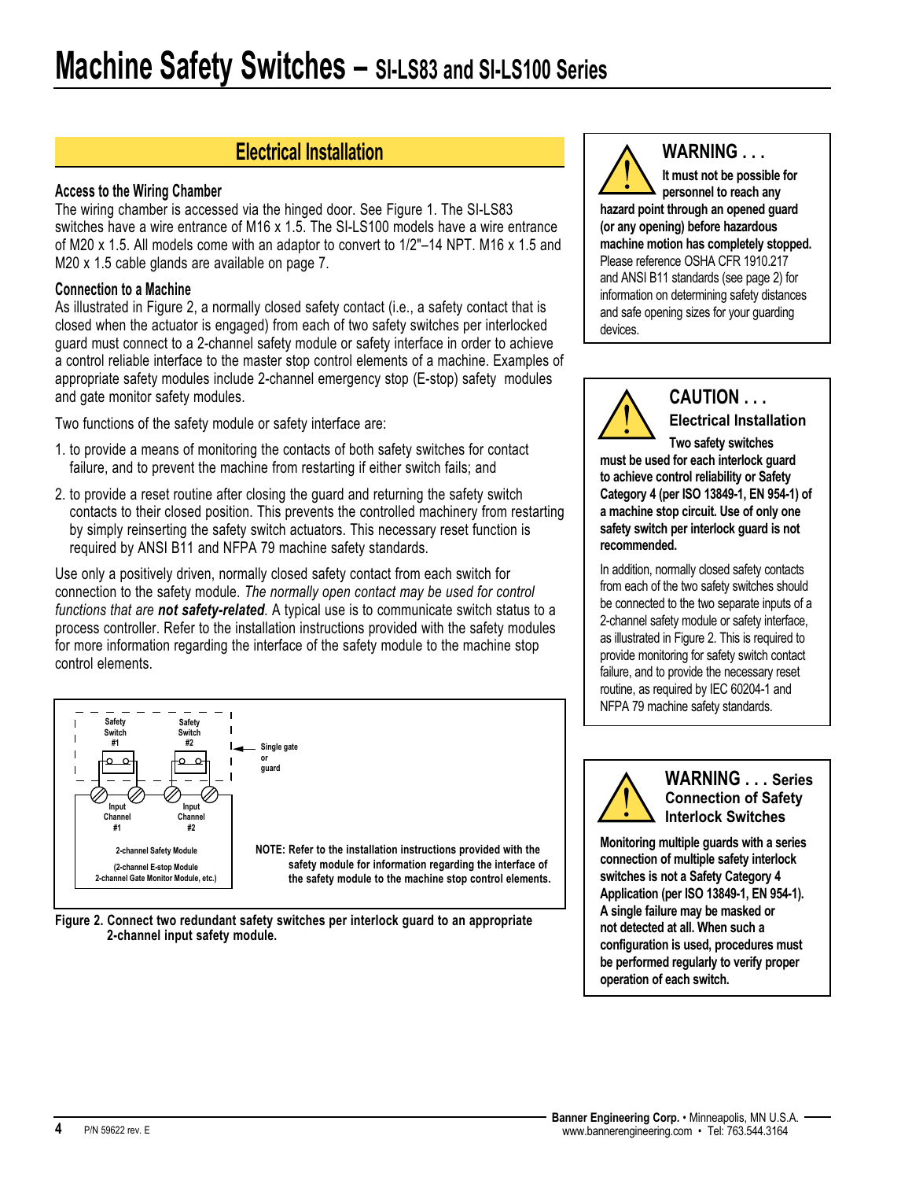# Machine Safety Switches – SI-LS83 and SI-LS100 Series

## Electrical Installation

### Access to the Wiring Chamber

The wiring chamber is accessed via the hinged door. See Figure 1. The SI-LS83 switches have a wire entrance of M16 x 1.5. The SI-LS100 models have a wire entrance of M20 x 1.5. All models come with an adaptor to convert to 1/2"–14 NPT. M16 x 1.5 and M20 x 1.5 cable glands are available on page 7.

### Connection to a Machine

As illustrated in Figure 2, a normally closed safety contact (i.e., a safety contact that is closed when the actuator is engaged) from each of two safety switches per interlocked guard must connect to a 2-channel safety module or safety interface in order to achieve a control reliable interface to the master stop control elements of a machine. Examples of appropriate safety modules include 2-channel emergency stop (E-stop) safety modules and gate monitor safety modules.

Two functions of the safety module or safety interface are:

1. to provide a means of monitoring the contacts of both safety switches for contact failure, and to prevent the machine from restarting if either switch fails; and
2. to provide a reset routine after closing the guard and returning the safety switch contacts to their closed position. This prevents the controlled machinery from restarting by simply reinserting the safety switch actuators. This necessary reset function is required by ANSI B11 and NFPA 79 machine safety standards.

Use only a positively driven, normally closed safety contact from each switch for connection to the safety module. *The normally open contact may be used for control functions that are **not safety-related**.* A typical use is to communicate switch status to a process controller. Refer to the installation instructions provided with the safety modules for more information regarding the interface of the safety module to the machine stop control elements.

Safety Switch #1 | Safety Switch #2 | Single gate or guard | Input Channel #1 | Input Channel #2 | 2-channel Safety Module (2-channel E-stop Module, 2-channel Gate Monitor Module, etc.)

**NOTE: Refer to the installation instructions provided with the safety module for information regarding the interface of the safety module to the machine stop control elements.**

**Figure 2. Connect two redundant safety switches per interlock guard to an appropriate 2-channel input safety module.**

---

**WARNING . . .**

**It must not be possible for personnel to reach any hazard point through an opened guard (or any opening) before hazardous machine motion has completely stopped.** Please reference OSHA CFR 1910.217 and ANSI B11 standards (see page 2) for information on determining safety distances and safe opening sizes for your guarding devices.

---

**CAUTION . . . Electrical Installation**

**Two safety switches must be used for each interlock guard to achieve control reliability or Safety Category 4 (per ISO 13849-1, EN 954-1) of a machine stop circuit. Use of only one safety switch per interlock guard is not recommended.**

In addition, normally closed safety contacts from each of the two safety switches should be connected to the two separate inputs of a 2-channel safety module or safety interface, as illustrated in Figure 2. This is required to provide monitoring for safety switch contact failure, and to provide the necessary reset routine, as required by IEC 60204-1 and NFPA 79 machine safety standards.

---

**WARNING . . . Series Connection of Safety Interlock Switches**

**Monitoring multiple guards with a series connection of multiple safety interlock switches is not a Safety Category 4 Application (per ISO 13849-1, EN 954-1). A single failure may be masked or not detected at all. When such a configuration is used, procedures must be performed regularly to verify proper operation of each switch.**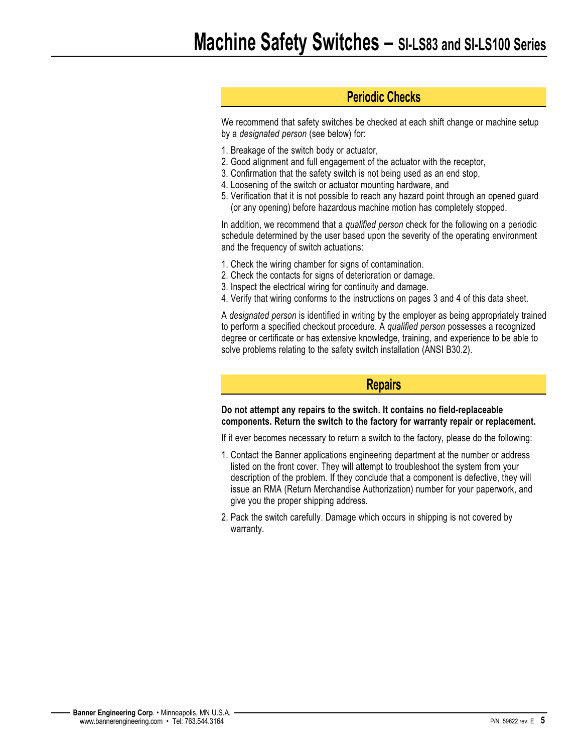## Periodic Checks

We recommend that safety switches be checked at each shift change or machine setup by a *designated person* (see below) for:

1. Breakage of the switch body or actuator,
2. Good alignment and full engagement of the actuator with the receptor,
3. Confirmation that the safety switch is not being used as an end stop,
4. Loosening of the switch or actuator mounting hardware, and
5. Verification that it is not possible to reach any hazard point through an opened guard (or any opening) before hazardous machine motion has completely stopped.

In addition, we recommend that a *qualified person* check for the following on a periodic schedule determined by the user based upon the severity of the operating environment and the frequency of switch actuations:

1. Check the wiring chamber for signs of contamination.
2. Check the contacts for signs of deterioration or damage.
3. Inspect the electrical wiring for continuity and damage.
4. Verify that wiring conforms to the instructions on pages 3 and 4 of this data sheet.

A *designated person* is identified in writing by the employer as being appropriately trained to perform a specified checkout procedure. A *qualified person* possesses a recognized degree or certificate or has extensive knowledge, training, and experience to be able to solve problems relating to the safety switch installation (ANSI B30.2).

## Repairs

**Do not attempt any repairs to the switch. It contains no field-replaceable components. Return the switch to the factory for warranty repair or replacement.**

If it ever becomes necessary to return a switch to the factory, please do the following:

1. Contact the Banner applications engineering department at the number or address listed on the front cover. They will attempt to troubleshoot the system from your description of the problem. If they conclude that a component is defective, they will issue an RMA (Return Merchandise Authorization) number for your paperwork, and give you the proper shipping address.
2. Pack the switch carefully. Damage which occurs in shipping is not covered by warranty.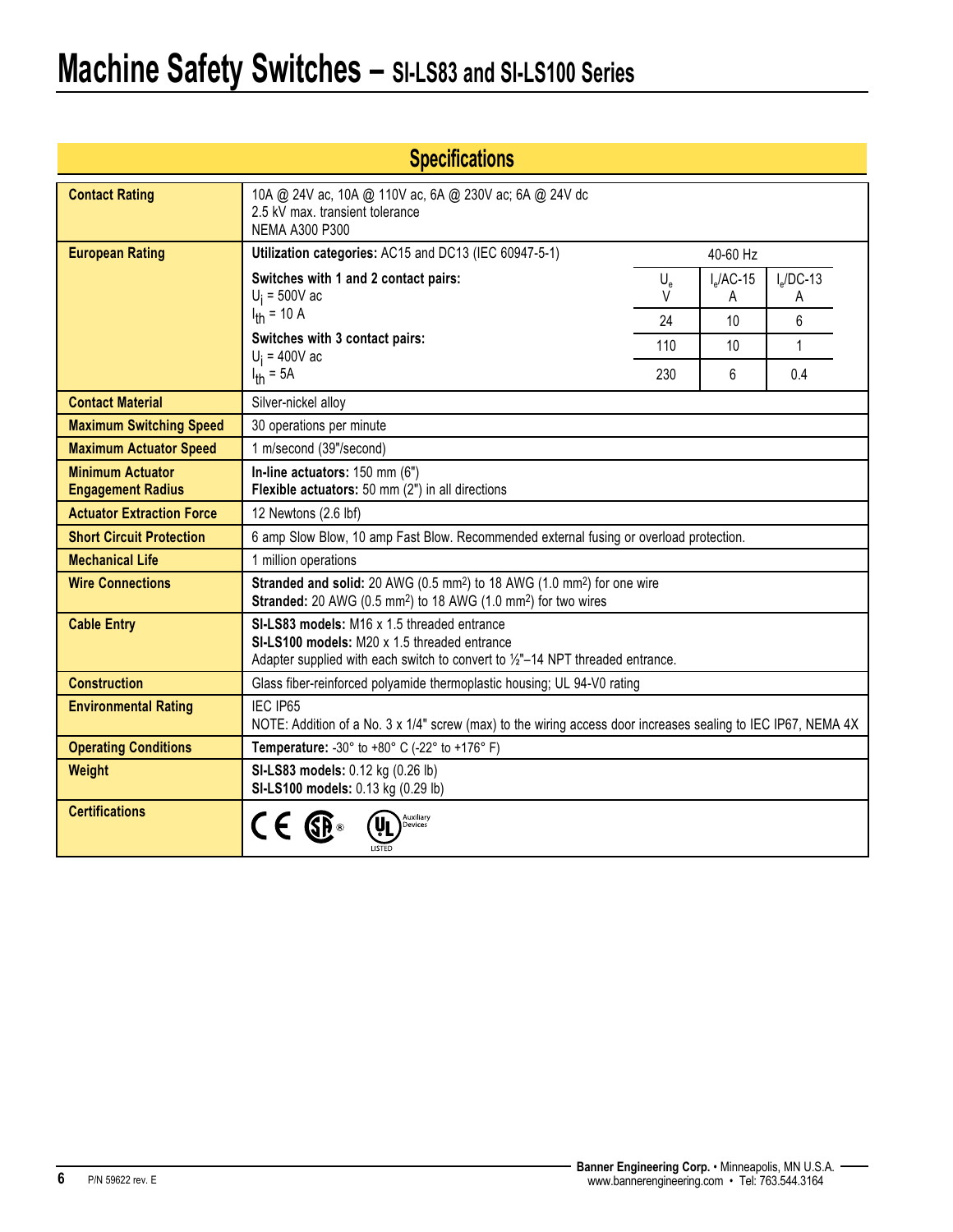# Machine Safety Switches – SI-LS83 and SI-LS100 Series

## Specifications

| | |
|---|---|
| **Contact Rating** | 10A @ 24V ac, 10A @ 110V ac, 6A @ 230V ac; 6A @ 24V dc<br>2.5 kV max. transient tolerance<br>NEMA A300 P300 |
| **European Rating** | **Utilization categories:** AC15 and DC13 (IEC 60947-5-1)<br>**Switches with 1 and 2 contact pairs:** $U_i$ = 500V ac, $I_{th}$ = 10 A<br>**Switches with 3 contact pairs:** $U_i$ = 400V ac, $I_{th}$ = 5A<br>40-60 Hz:<br>$U_e$ V = 24: $I_e$/AC-15 A = 10, $I_e$/DC-13 A = 6<br>$U_e$ V = 110: $I_e$/AC-15 A = 10, $I_e$/DC-13 A = 1<br>$U_e$ V = 230: $I_e$/AC-15 A = 6, $I_e$/DC-13 A = 0.4 |
| **Contact Material** | Silver-nickel alloy |
| **Maximum Switching Speed** | 30 operations per minute |
| **Maximum Actuator Speed** | 1 m/second (39"/second) |
| **Minimum Actuator Engagement Radius** | **In-line actuators:** 150 mm (6")<br>**Flexible actuators:** 50 mm (2") in all directions |
| **Actuator Extraction Force** | 12 Newtons (2.6 lbf) |
| **Short Circuit Protection** | 6 amp Slow Blow, 10 amp Fast Blow. Recommended external fusing or overload protection. |
| **Mechanical Life** | 1 million operations |
| **Wire Connections** | **Stranded and solid:** 20 AWG (0.5 $mm^2$) to 18 AWG (1.0 $mm^2$) for one wire<br>**Stranded:** 20 AWG (0.5 $mm^2$) to 18 AWG (1.0 $mm^2$) for two wires |
| **Cable Entry** | **SI-LS83 models:** M16 x 1.5 threaded entrance<br>**SI-LS100 models:** M20 x 1.5 threaded entrance<br>Adapter supplied with each switch to convert to ½"–14 NPT threaded entrance. |
| **Construction** | Glass fiber-reinforced polyamide thermoplastic housing; UL 94-V0 rating |
| **Environmental Rating** | IEC IP65<br>NOTE: Addition of a No. 3 x 1/4" screw (max) to the wiring access door increases sealing to IEC IP67, NEMA 4X |
| **Operating Conditions** | **Temperature:** -30° to +80° C (-22° to +176° F) |
| **Weight** | **SI-LS83 models:** 0.12 kg (0.26 lb)<br>**SI-LS100 models:** 0.13 kg (0.29 lb) |
| **Certifications** | CE, CSA, UL Listed Auxiliary Devices |

Banner Engineering Corp. • Minneapolis, MN U.S.A.
www.bannerengineering.com • Tel: 763.544.3164

P/N 59622 rev. E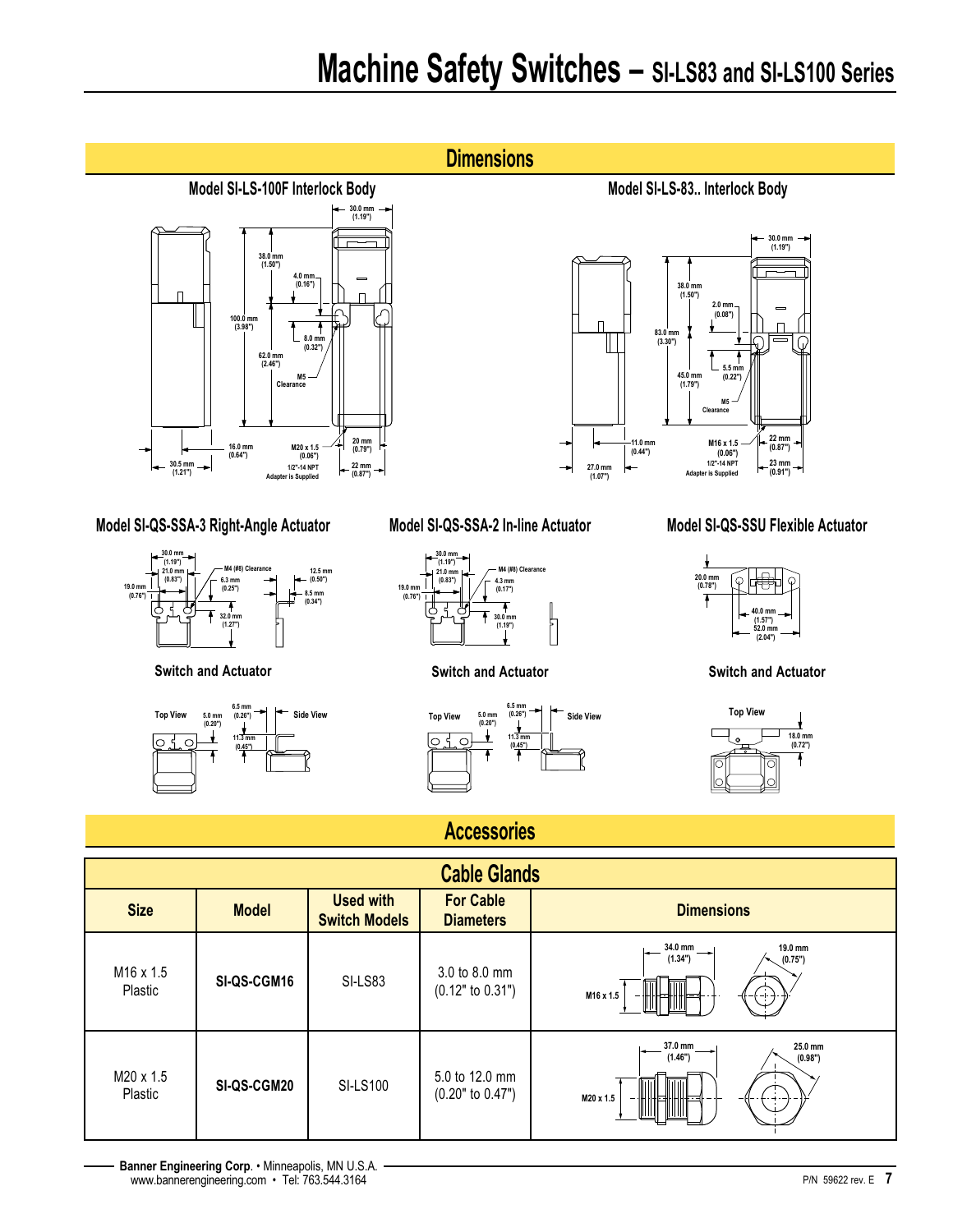# Machine Safety Switches – SI-LS83 and SI-LS100 Series

## Dimensions

### Model SI-LS-100F Interlock Body

30.0 mm (1.19")
38.0 mm (1.50")
4.0 mm (0.16")
100.0 mm (3.98")
8.0 mm (0.32")
62.0 mm (2.46")
M5 Clearance
16.0 mm (0.64")
30.5 mm (1.21")
M20 x 1.5 (0.06")
1/2"-14 NPT Adapter is Supplied
20 mm (0.79")
22 mm (0.87")

### Model SI-LS-83.. Interlock Body

30.0 mm (1.19")
38.0 mm (1.50")
2.0 mm (0.08")
83.0 mm (3.30")
5.5 mm (0.22")
45.0 mm (1.79")
M5 Clearance
11.0 mm (0.44")
27.0 mm (1.07")
M16 x 1.5 (0.06")
1/2"-14 NPT Adapter is Supplied
22 mm (0.87")
23 mm (0.91")

### Model SI-QS-SSA-3 Right-Angle Actuator

30.0 mm (1.19")
21.0 mm (0.83")
19.0 mm (0.76")
M4 (#8) Clearance
6.3 mm (0.25")
12.5 mm (0.50")
8.5 mm (0.34")
32.0 mm (1.27")

**Switch and Actuator**

Top View
5.0 mm (0.20")
6.5 mm (0.26")
11.3 mm (0.45")
Side View

### Model SI-QS-SSA-2 In-line Actuator

30.0 mm (1.19")
21.0 mm (0.83")
19.0 mm (0.76")
M4 (#8) Clearance
4.3 mm (0.17")
30.0 mm (1.19")

**Switch and Actuator**

Top View
5.0 mm (0.20")
6.5 mm (0.26")
11.3 mm (0.45")
Side View

### Model SI-QS-SSU Flexible Actuator

20.0 mm (0.78")
40.0 mm (1.57")
52.0 mm (2.04")

**Switch and Actuator**

Top View
18.0 mm (0.72")

## Accessories

| Cable Glands | | | | |
|---|---|---|---|---|
| **Size** | **Model** | **Used with Switch Models** | **For Cable Diameters** | **Dimensions** |
| M16 x 1.5 Plastic | **SI-QS-CGM16** | SI-LS83 | 3.0 to 8.0 mm (0.12" to 0.31") | 34.0 mm (1.34"); 19.0 mm (0.75"); M16 x 1.5 |
| M20 x 1.5 Plastic | **SI-QS-CGM20** | SI-LS100 | 5.0 to 12.0 mm (0.20" to 0.47") | 37.0 mm (1.46"); 25.0 mm (0.98"); M20 x 1.5 |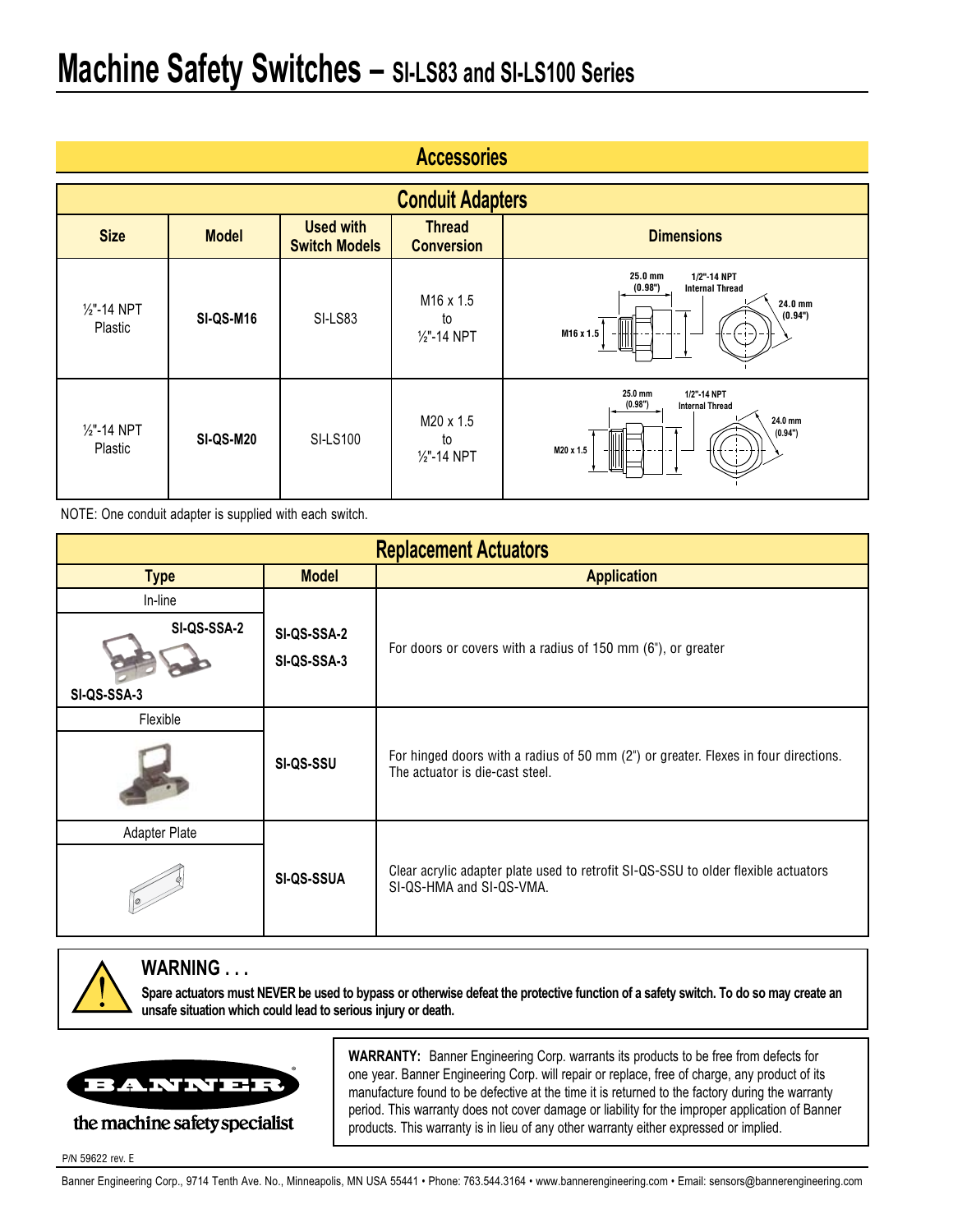# Machine Safety Switches – SI-LS83 and SI-LS100 Series

## Accessories

### Conduit Adapters

| Size | Model | Used with Switch Models | Thread Conversion | Dimensions |
|---|---|---|---|---|
| ½"-14 NPT Plastic | **SI-QS-M16** | SI-LS83 | M16 x 1.5 to ½"-14 NPT | 25.0 mm (0.98") 1/2"-14 NPT Internal Thread 24.0 mm (0.94") M16 x 1.5 |
| ½"-14 NPT Plastic | **SI-QS-M20** | SI-LS100 | M20 x 1.5 to ½"-14 NPT | 25.0 mm (0.98") 1/2"-14 NPT Internal Thread 24.0 mm (0.94") M20 x 1.5 |

NOTE: One conduit adapter is supplied with each switch.

### Replacement Actuators

| Type | Model | Application |
|---|---|---|
| In-line (SI-QS-SSA-2, SI-QS-SSA-3) | **SI-QS-SSA-2** **SI-QS-SSA-3** | For doors or covers with a radius of 150 mm (6"), or greater |
| Flexible | **SI-QS-SSU** | For hinged doors with a radius of 50 mm (2") or greater. Flexes in four directions. The actuator is die-cast steel. |
| Adapter Plate | **SI-QS-SSUA** | Clear acrylic adapter plate used to retrofit SI-QS-SSU to older flexible actuators SI-QS-HMA and SI-QS-VMA. |

**WARNING . . .**

**Spare actuators must NEVER be used to bypass or otherwise defeat the protective function of a safety switch. To do so may create an unsafe situation which could lead to serious injury or death.**

BANNER the machine safety specialist

**WARRANTY:** Banner Engineering Corp. warrants its products to be free from defects for one year. Banner Engineering Corp. will repair or replace, free of charge, any product of its manufacture found to be defective at the time it is returned to the factory during the warranty period. This warranty does not cover damage or liability for the improper application of Banner products. This warranty is in lieu of any other warranty either expressed or implied.

P/N 59622 rev. E

Banner Engineering Corp., 9714 Tenth Ave. No., Minneapolis, MN USA 55441 • Phone: 763.544.3164 • www.bannerengineering.com • Email: sensors@bannerengineering.com